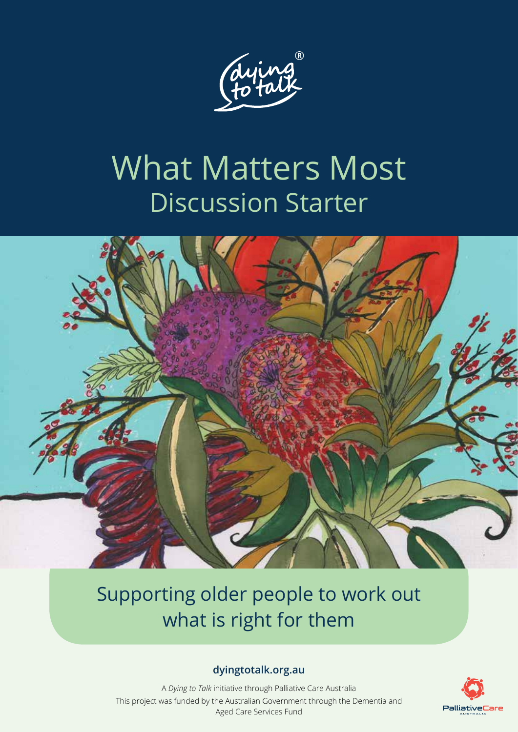dying to talk®

# What Matters Most
## Discussion Starter

Supporting older people to work out what is right for them

**dyingtotalk.org.au**

A *Dying to Talk* initiative through Palliative Care Australia

This project was funded by the Australian Government through the Dementia and Aged Care Services Fund

PalliativeCare AUSTRALIA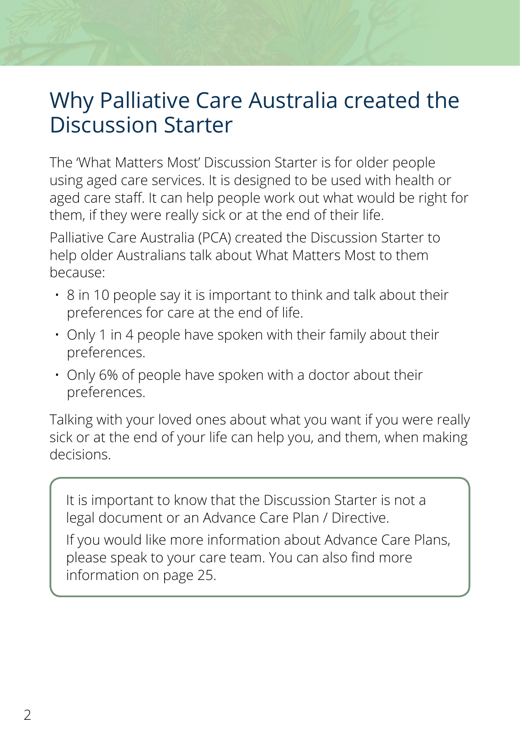# Why Palliative Care Australia created the Discussion Starter

The 'What Matters Most' Discussion Starter is for older people using aged care services. It is designed to be used with health or aged care staff. It can help people work out what would be right for them, if they were really sick or at the end of their life.

Palliative Care Australia (PCA) created the Discussion Starter to help older Australians talk about What Matters Most to them because:

- 8 in 10 people say it is important to think and talk about their preferences for care at the end of life.
- Only 1 in 4 people have spoken with their family about their preferences.
- Only 6% of people have spoken with a doctor about their preferences.

Talking with your loved ones about what you want if you were really sick or at the end of your life can help you, and them, when making decisions.

> It is important to know that the Discussion Starter is not a legal document or an Advance Care Plan / Directive.
>
> If you would like more information about Advance Care Plans, please speak to your care team. You can also find more information on page 25.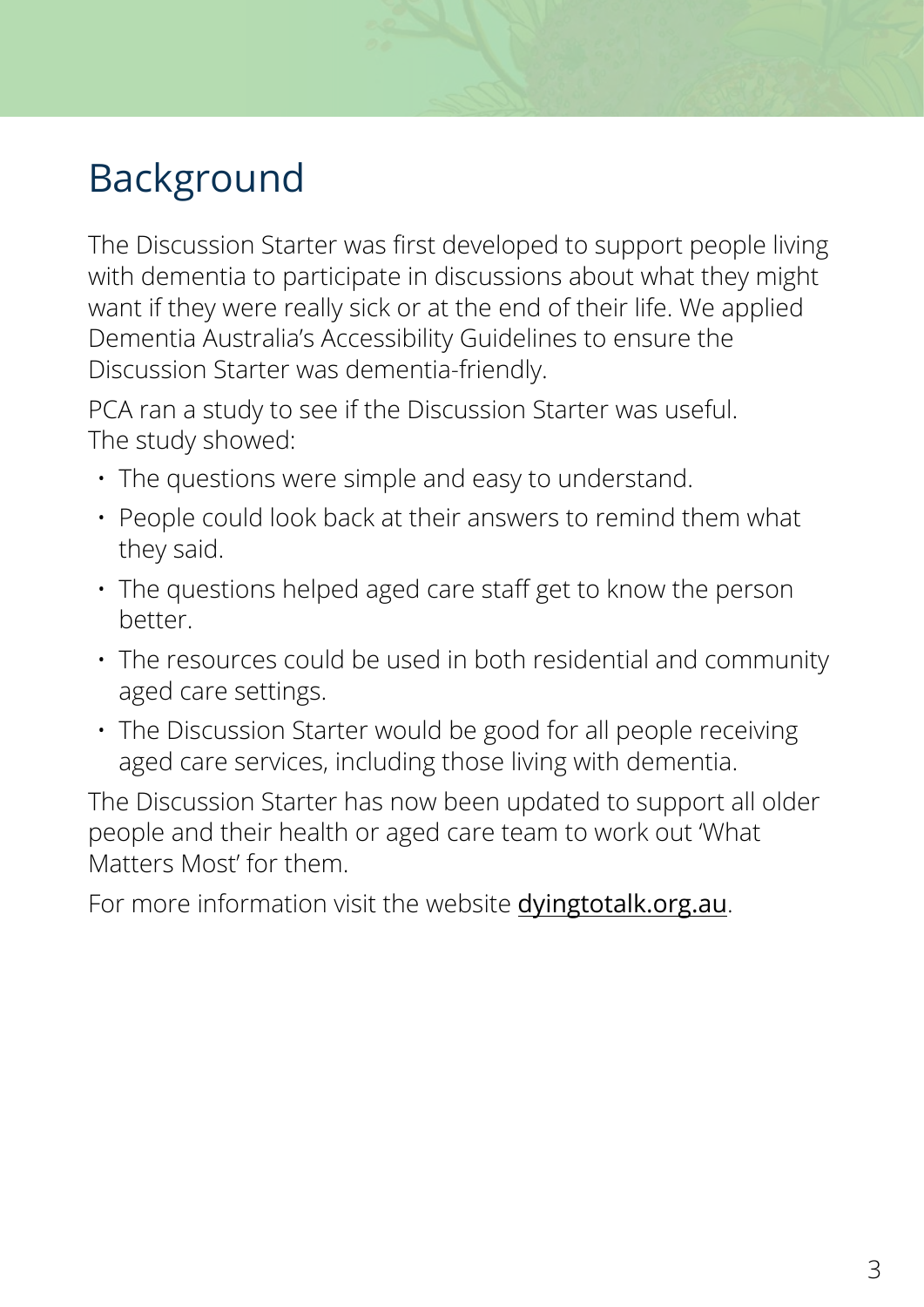# Background

The Discussion Starter was first developed to support people living with dementia to participate in discussions about what they might want if they were really sick or at the end of their life. We applied Dementia Australia's Accessibility Guidelines to ensure the Discussion Starter was dementia-friendly.

PCA ran a study to see if the Discussion Starter was useful. The study showed:

- The questions were simple and easy to understand.
- People could look back at their answers to remind them what they said.
- The questions helped aged care staff get to know the person better.
- The resources could be used in both residential and community aged care settings.
- The Discussion Starter would be good for all people receiving aged care services, including those living with dementia.

The Discussion Starter has now been updated to support all older people and their health or aged care team to work out 'What Matters Most' for them.

For more information visit the website dyingtotalk.org.au.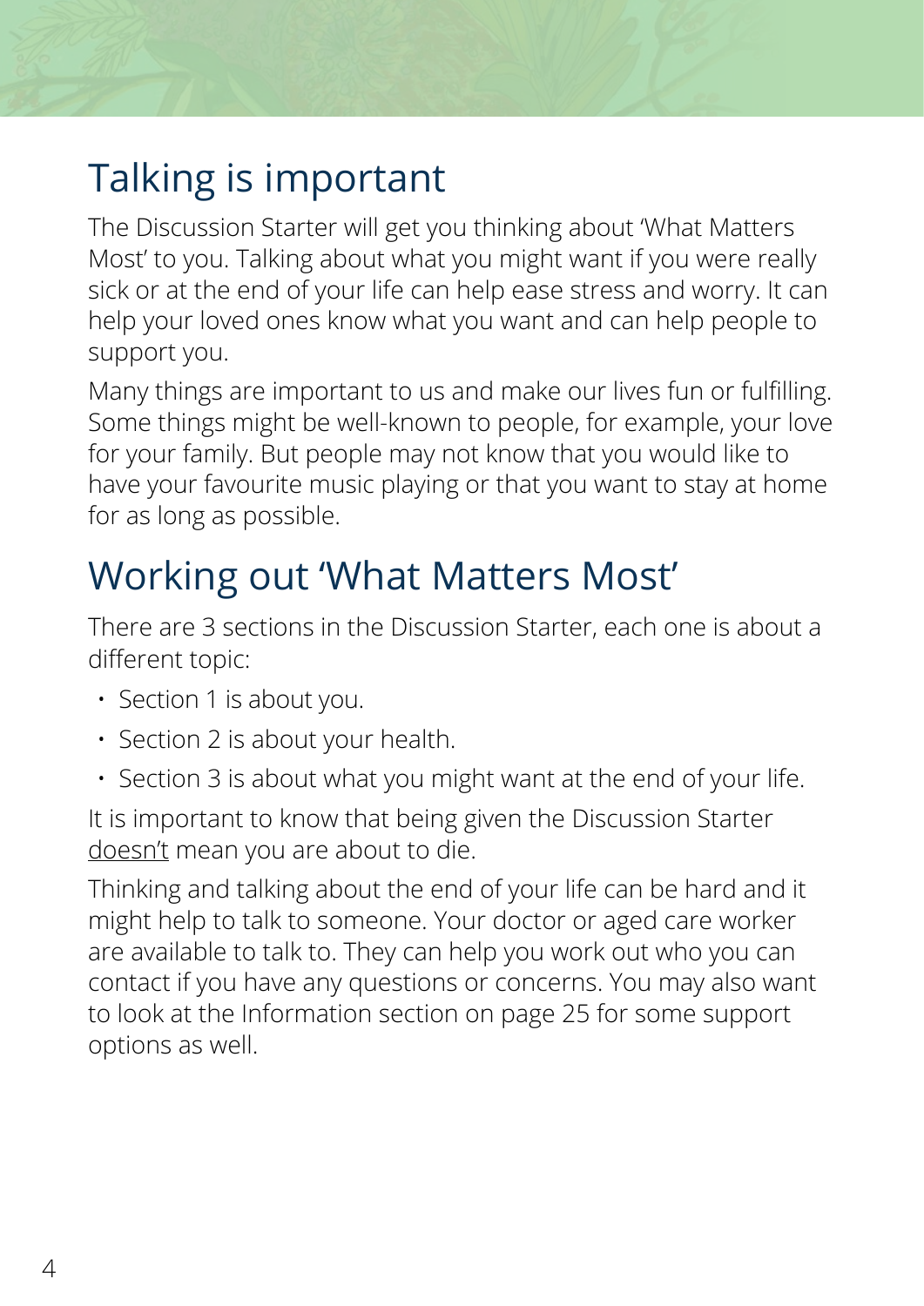## Talking is important

The Discussion Starter will get you thinking about 'What Matters Most' to you. Talking about what you might want if you were really sick or at the end of your life can help ease stress and worry. It can help your loved ones know what you want and can help people to support you.

Many things are important to us and make our lives fun or fulfilling. Some things might be well-known to people, for example, your love for your family. But people may not know that you would like to have your favourite music playing or that you want to stay at home for as long as possible.

## Working out 'What Matters Most'

There are 3 sections in the Discussion Starter, each one is about a different topic:

- Section 1 is about you.
- Section 2 is about your health.
- Section 3 is about what you might want at the end of your life.

It is important to know that being given the Discussion Starter <u>doesn't</u> mean you are about to die.

Thinking and talking about the end of your life can be hard and it might help to talk to someone. Your doctor or aged care worker are available to talk to. They can help you work out who you can contact if you have any questions or concerns. You may also want to look at the Information section on page 25 for some support options as well.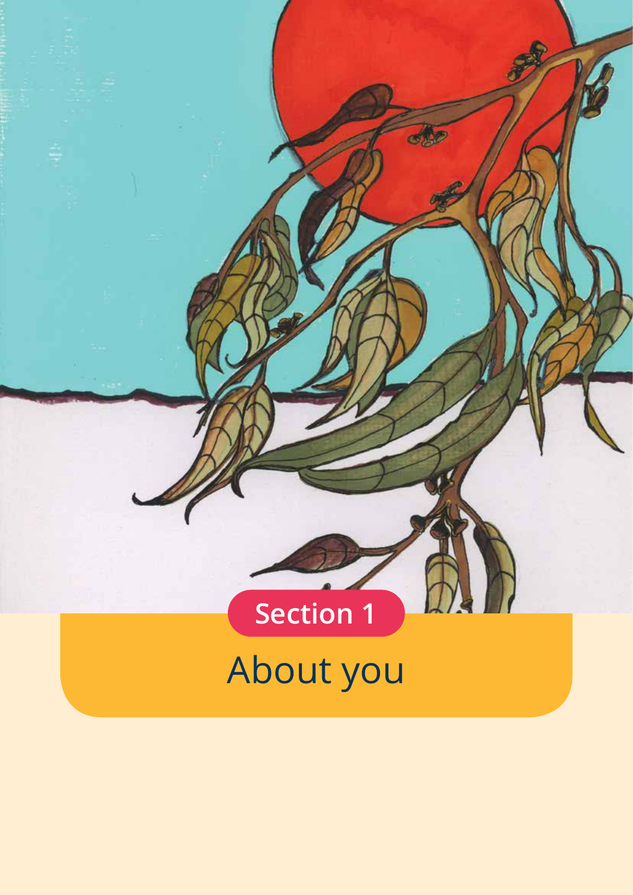**Section 1**

# About you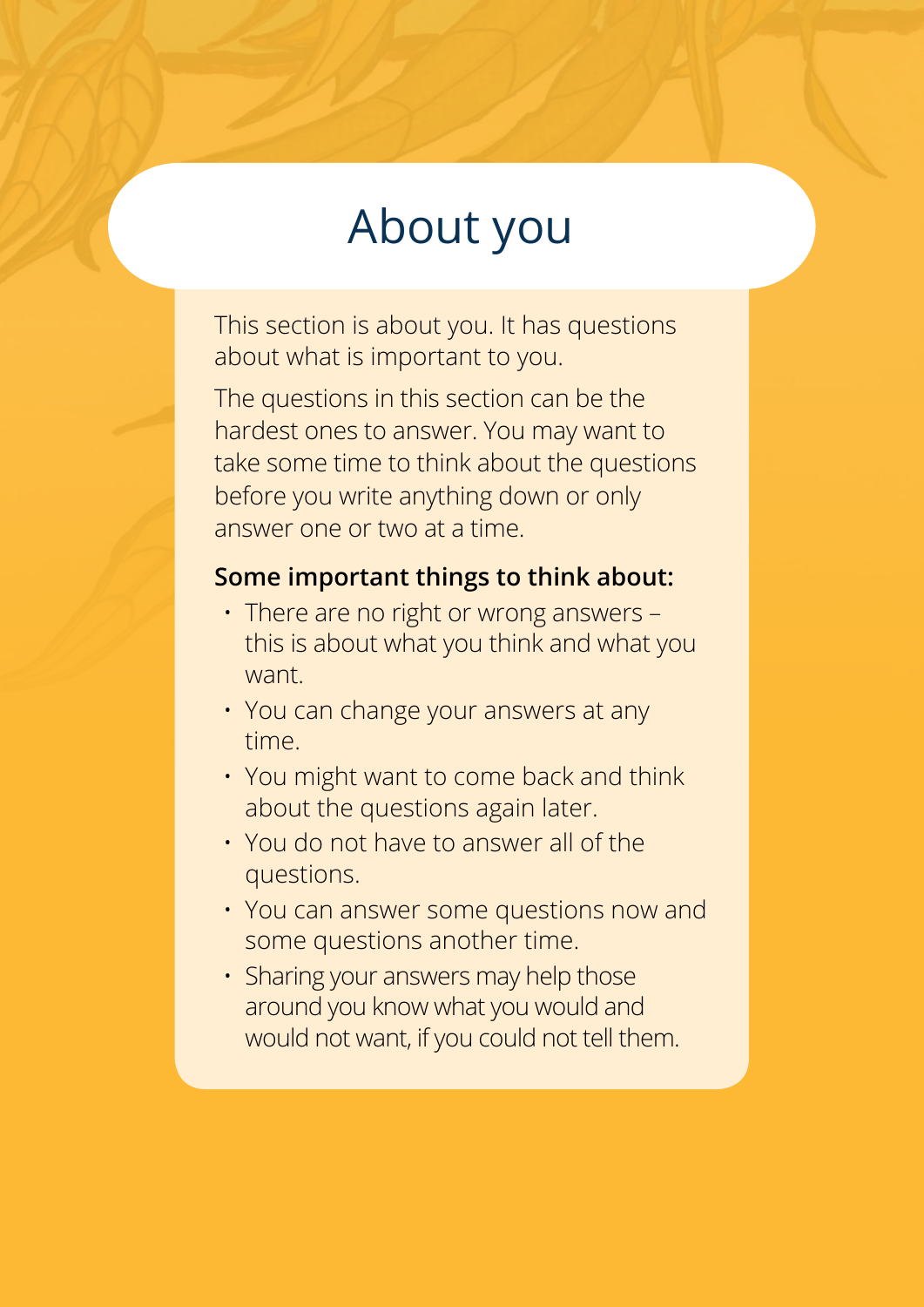# About you

This section is about you. It has questions about what is important to you.

The questions in this section can be the hardest ones to answer. You may want to take some time to think about the questions before you write anything down or only answer one or two at a time.

**Some important things to think about:**

- There are no right or wrong answers – this is about what you think and what you want.
- You can change your answers at any time.
- You might want to come back and think about the questions again later.
- You do not have to answer all of the questions.
- You can answer some questions now and some questions another time.
- Sharing your answers may help those around you know what you would and would not want, if you could not tell them.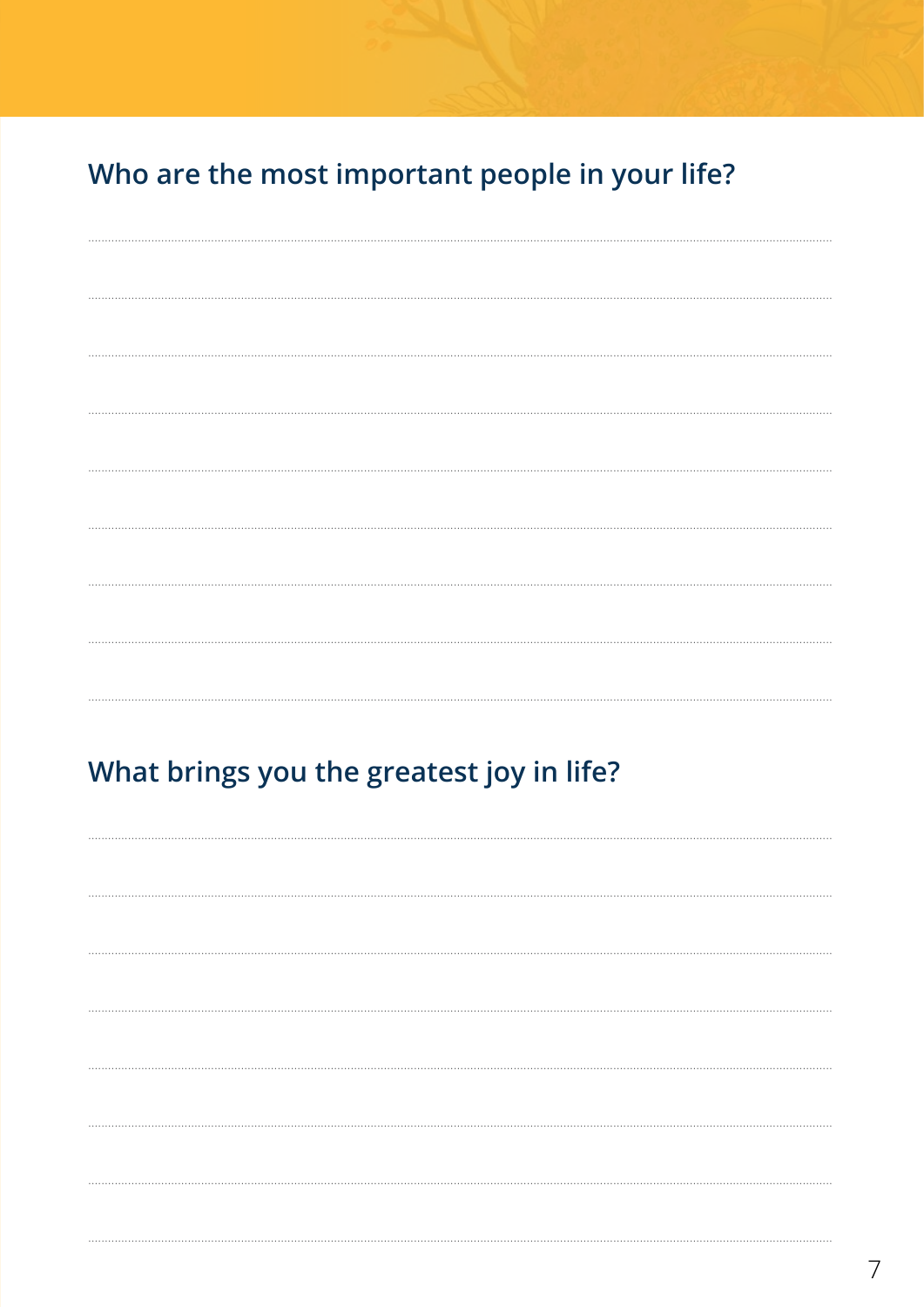## Who are the most important people in your life?

## What brings you the greatest joy in life?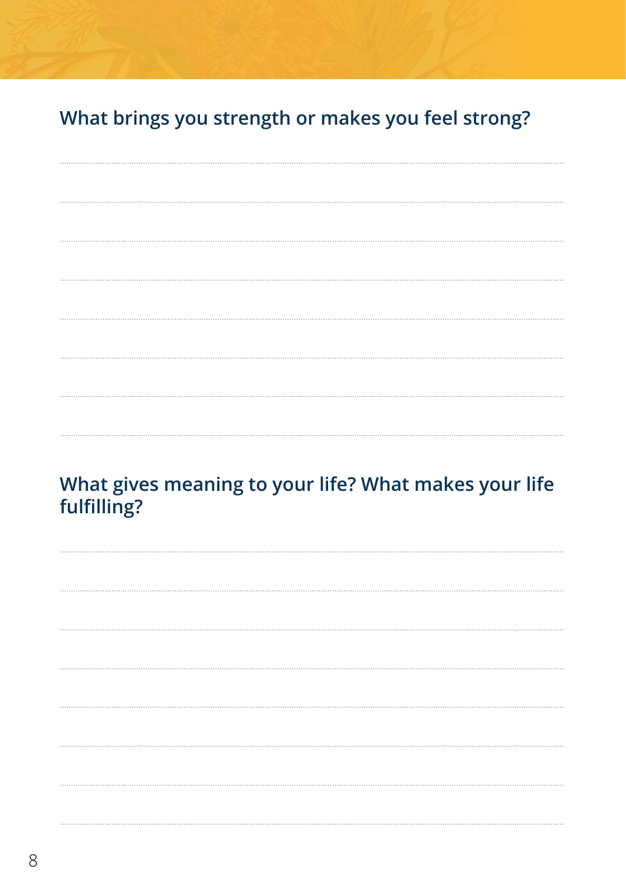## What brings you strength or makes you feel strong?

## What gives meaning to your life? What makes your life fulfilling?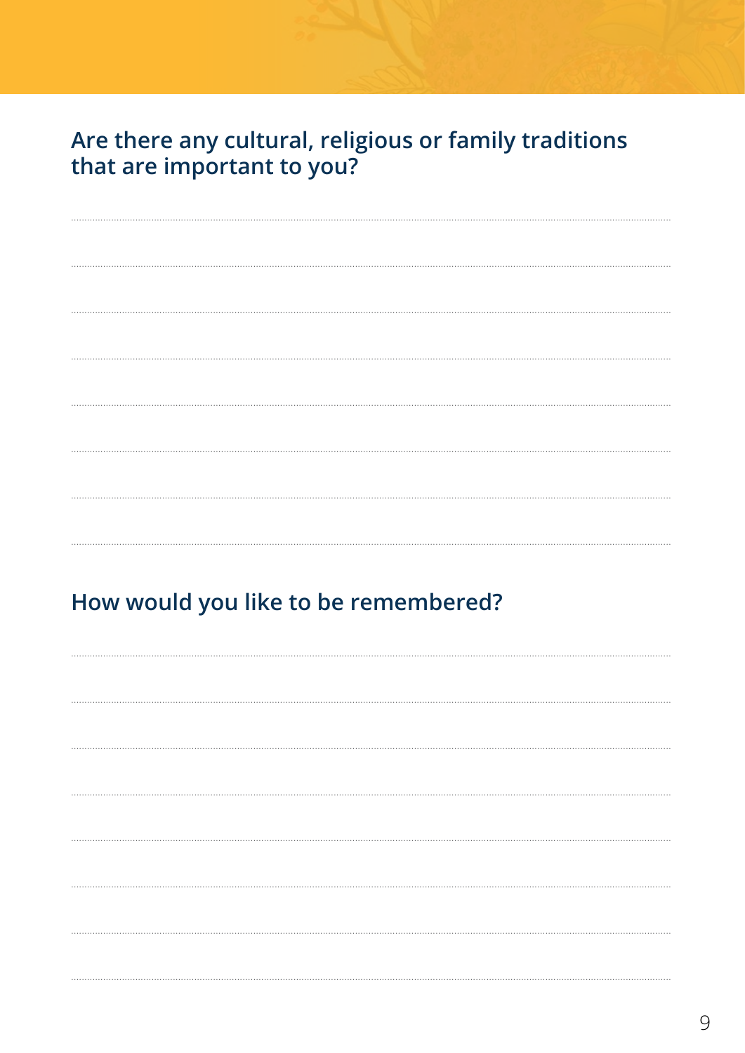## Are there any cultural, religious or family traditions that are important to you?

## How would you like to be remembered?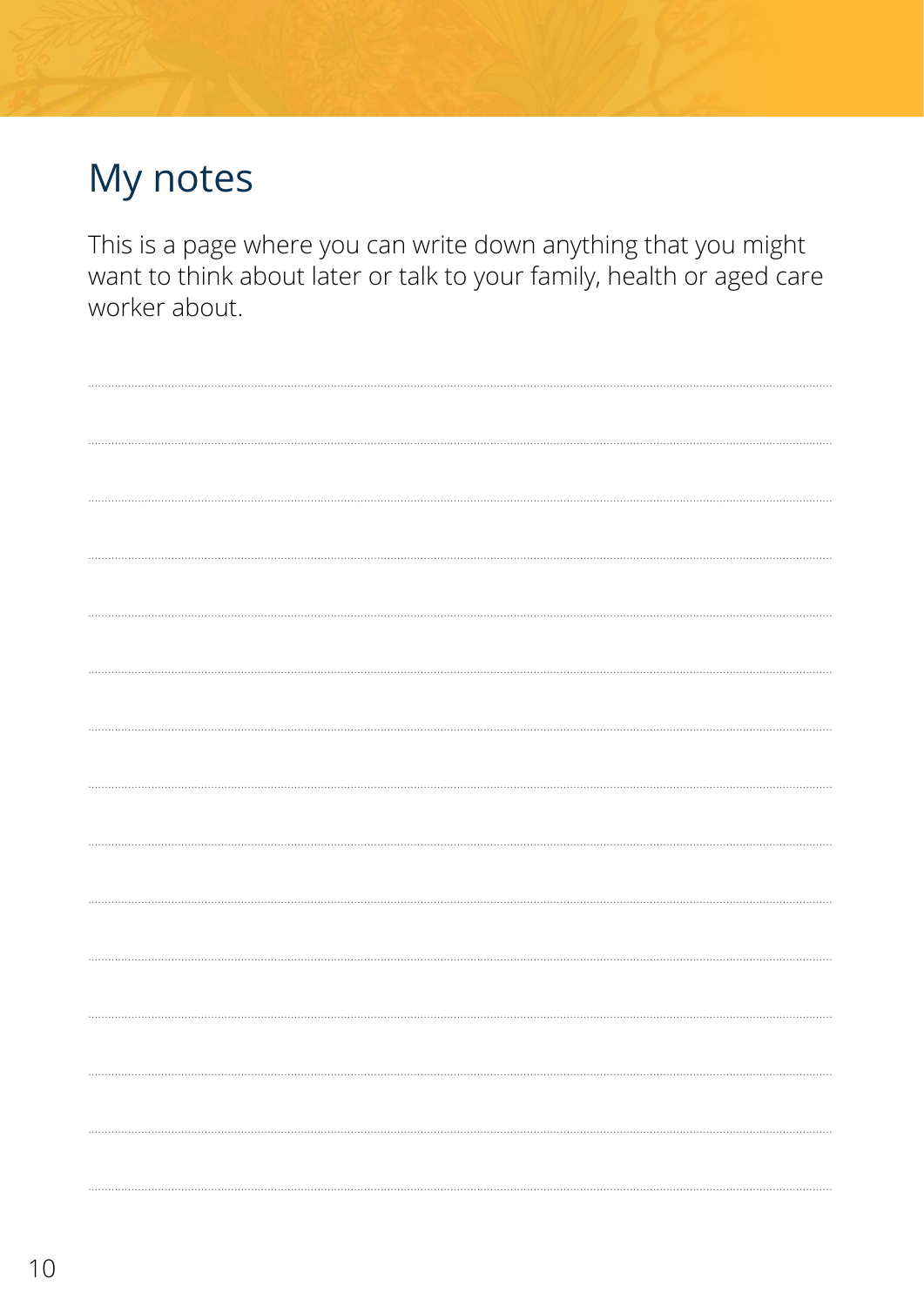## My notes

This is a page where you can write down anything that you might want to think about later or talk to your family, health or aged care worker about.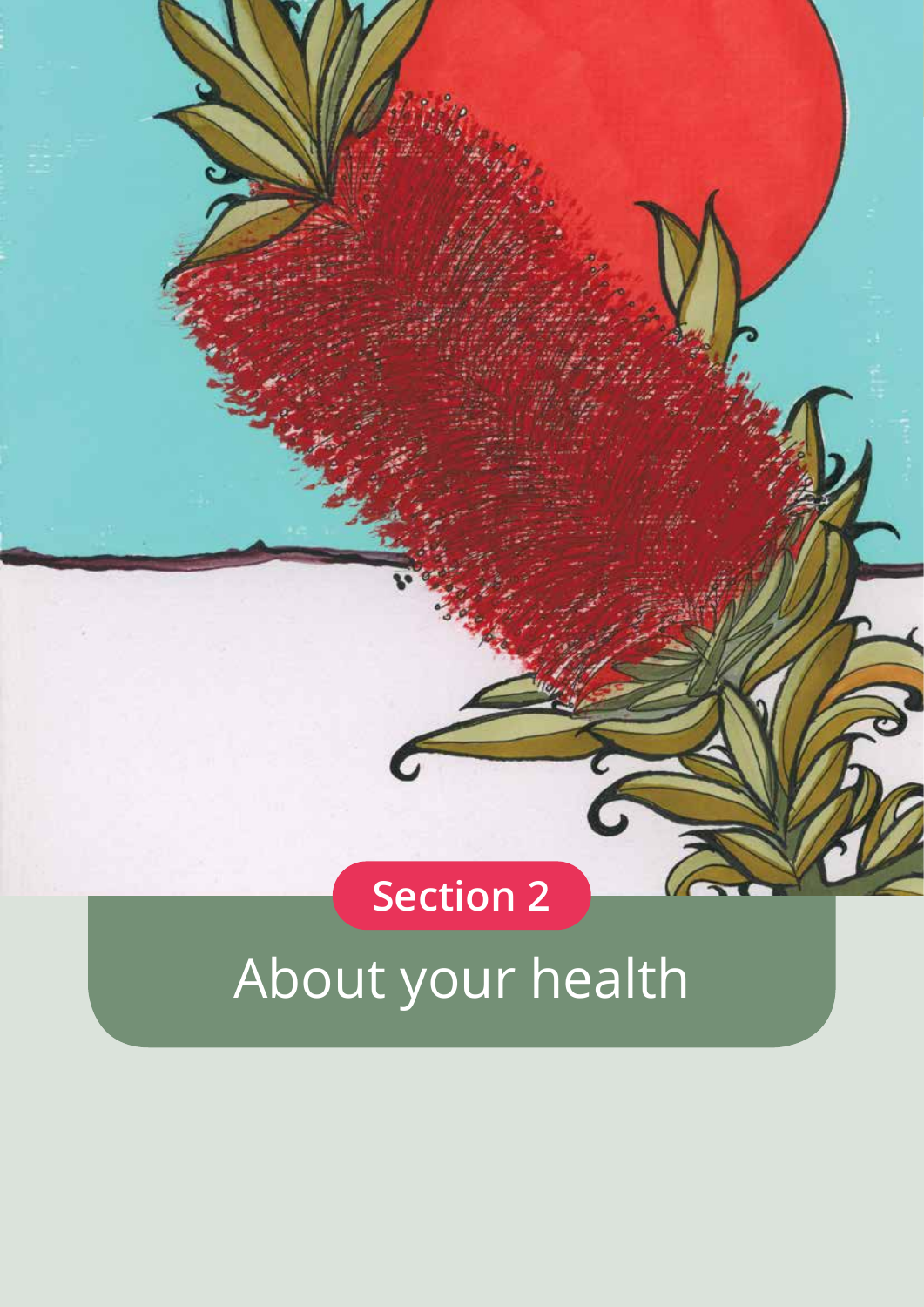Section 2

# About your health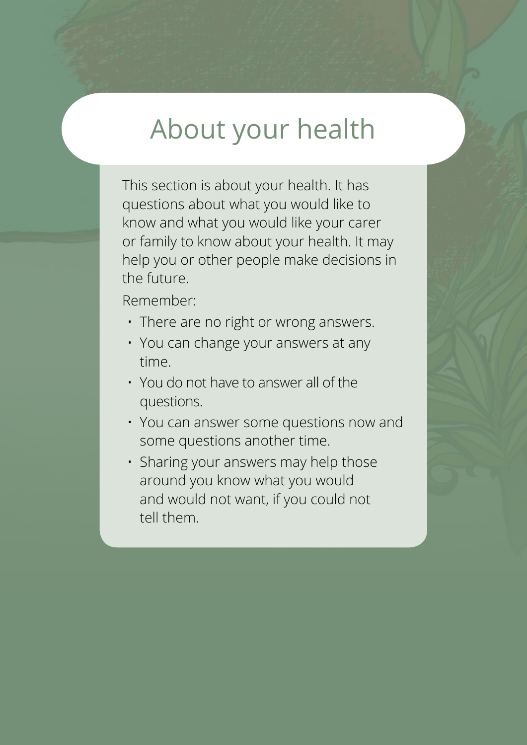# About your health

This section is about your health. It has questions about what you would like to know and what you would like your carer or family to know about your health. It may help you or other people make decisions in the future.

Remember:

- There are no right or wrong answers.
- You can change your answers at any time.
- You do not have to answer all of the questions.
- You can answer some questions now and some questions another time.
- Sharing your answers may help those around you know what you would and would not want, if you could not tell them.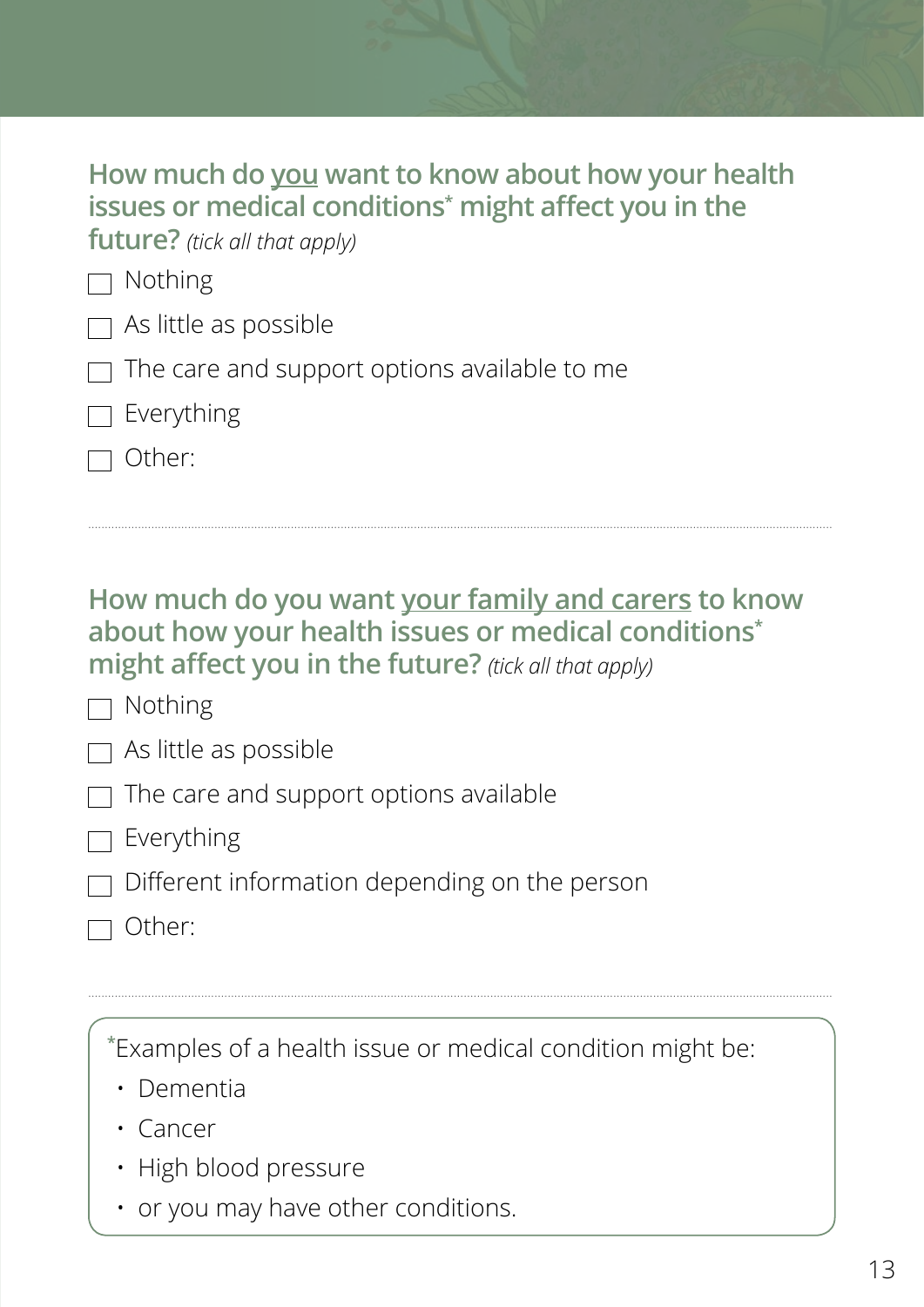## How much do <u>you</u> want to know about how your health issues or medical conditions* might affect you in the future? *(tick all that apply)*

- ☐ Nothing
- ☐ As little as possible
- ☐ The care and support options available to me
- ☐ Everything
- ☐ Other:

---

## How much do you want <u>your family and carers</u> to know about how your health issues or medical conditions* might affect you in the future? *(tick all that apply)*

- ☐ Nothing
- ☐ As little as possible
- ☐ The care and support options available
- ☐ Everything
- ☐ Different information depending on the person
- ☐ Other:

---

*Examples of a health issue or medical condition might be:

- Dementia
- Cancer
- High blood pressure
- or you may have other conditions.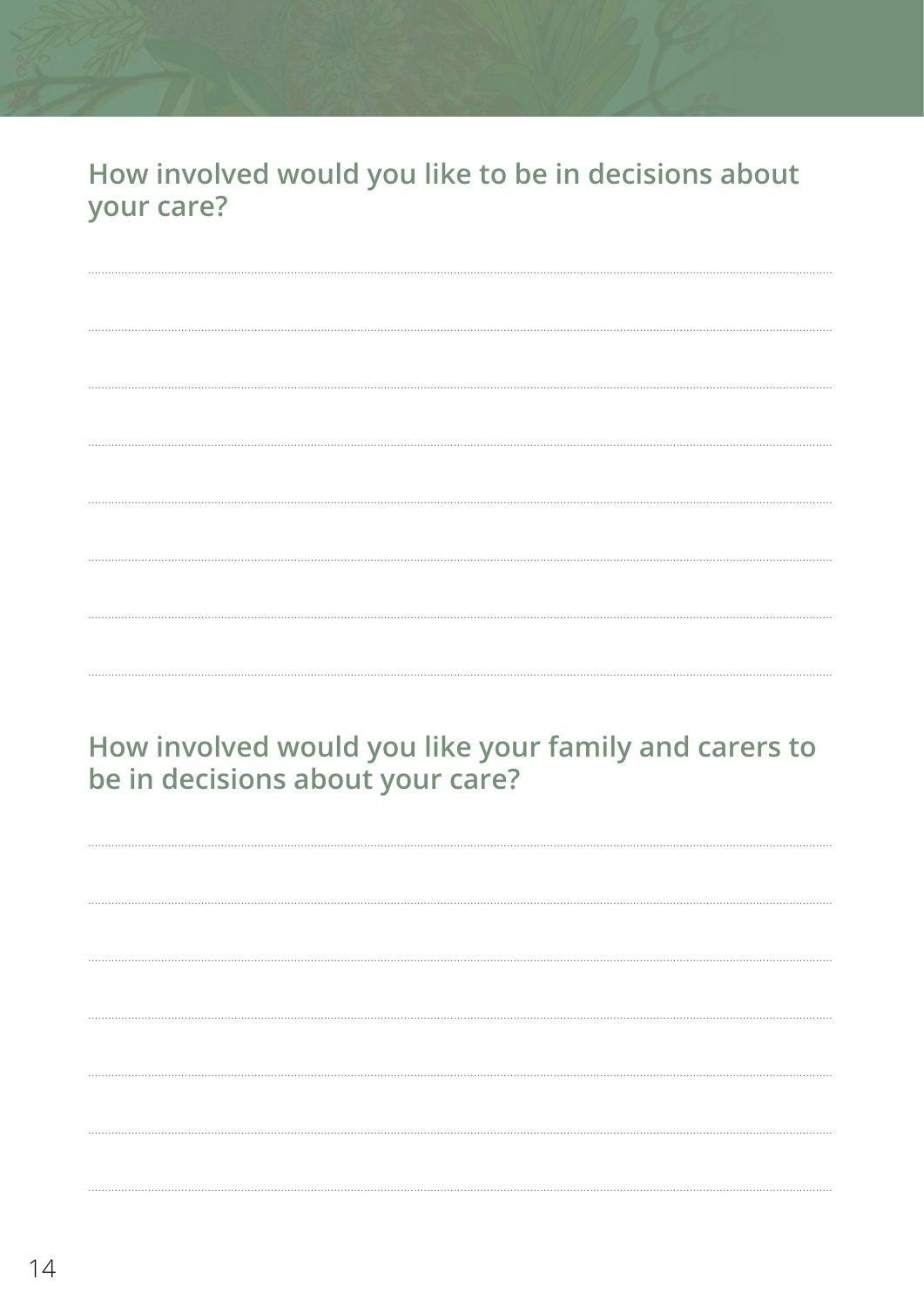### How involved would you like to be in decisions about your care?

.............................................................................................................................................................................................................................

.............................................................................................................................................................................................................................

.............................................................................................................................................................................................................................

.............................................................................................................................................................................................................................

.............................................................................................................................................................................................................................

.............................................................................................................................................................................................................................

.............................................................................................................................................................................................................................

.............................................................................................................................................................................................................................

### How involved would you like your family and carers to be in decisions about your care?

.............................................................................................................................................................................................................................

.............................................................................................................................................................................................................................

.............................................................................................................................................................................................................................

.............................................................................................................................................................................................................................

.............................................................................................................................................................................................................................

.............................................................................................................................................................................................................................

.............................................................................................................................................................................................................................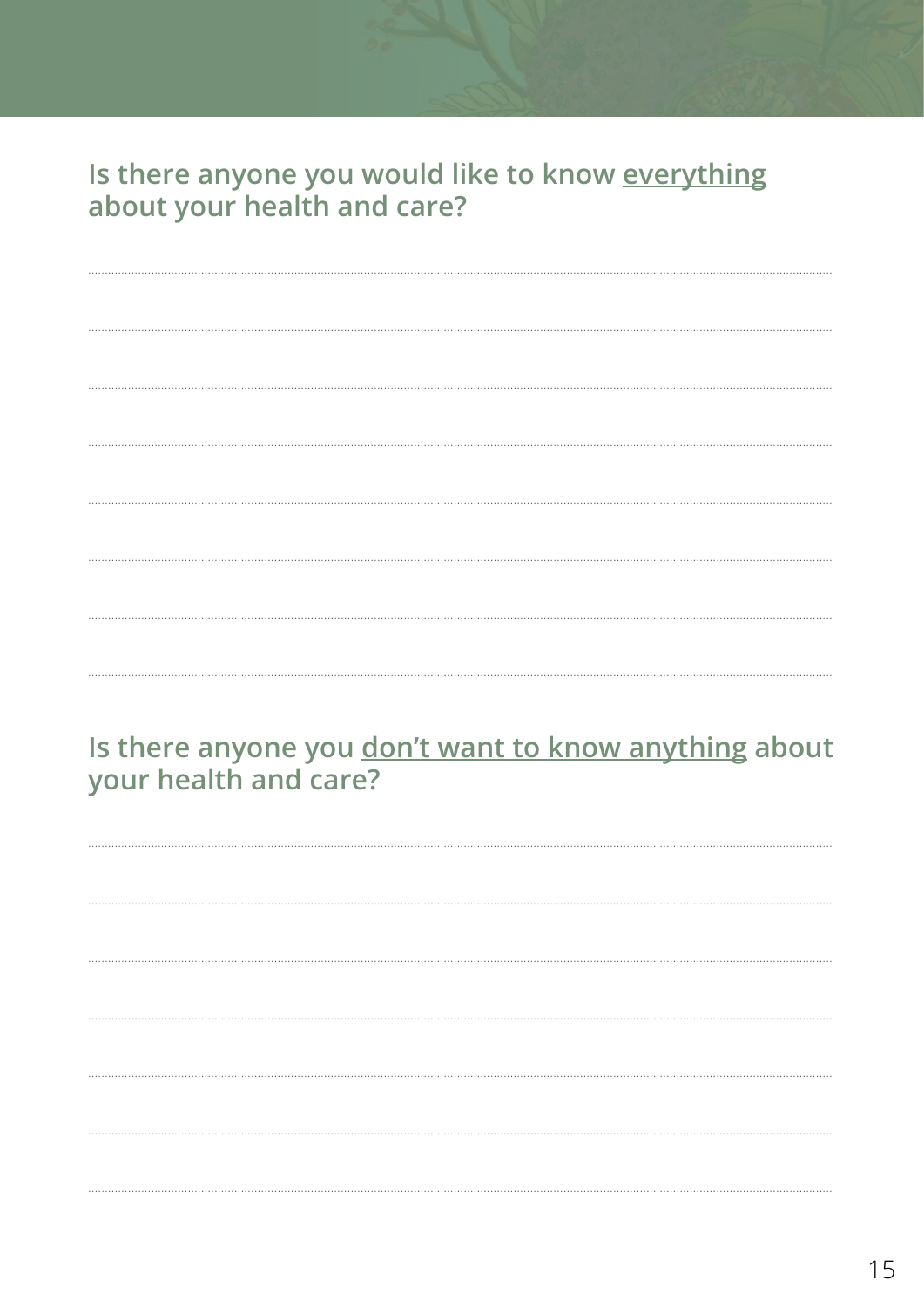## Is there anyone you would like to know <u>everything</u> about your health and care?

## Is there anyone you <u>don't want to know anything</u> about your health and care?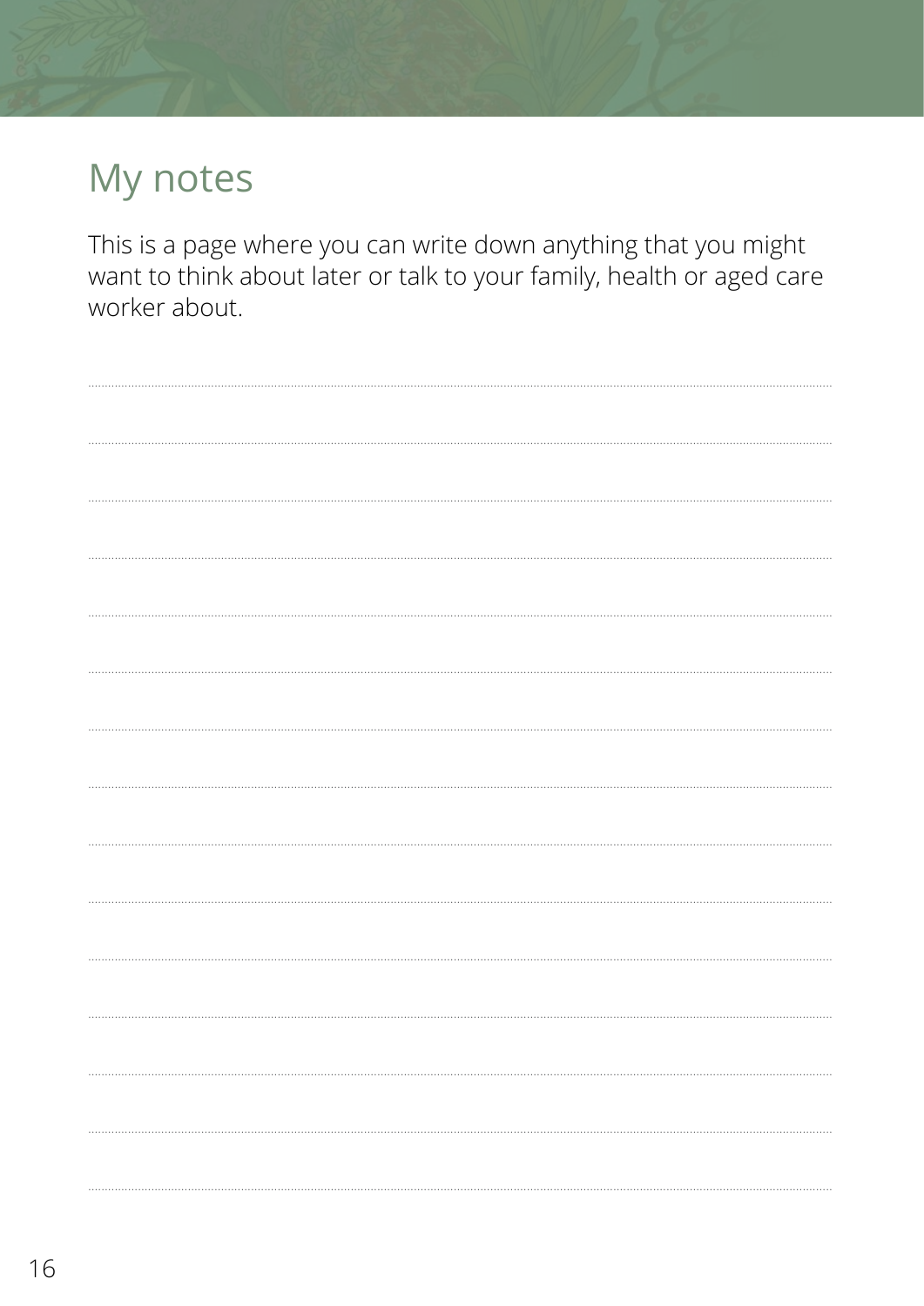## My notes

This is a page where you can write down anything that you might want to think about later or talk to your family, health or aged care worker about.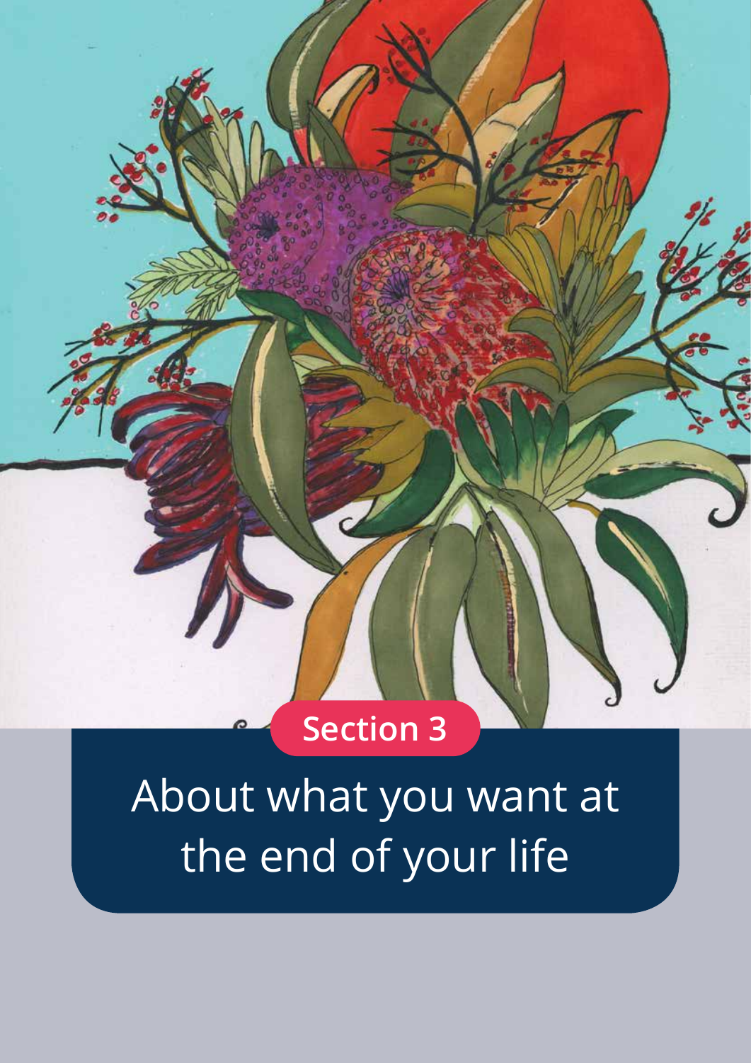Section 3

# About what you want at the end of your life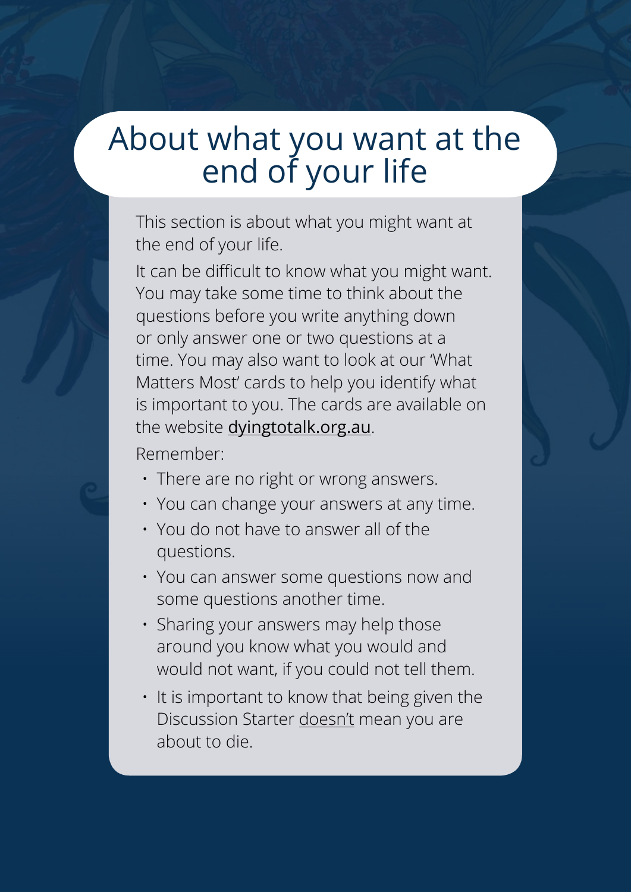# About what you want at the end of your life

This section is about what you might want at the end of your life.

It can be difficult to know what you might want. You may take some time to think about the questions before you write anything down or only answer one or two questions at a time. You may also want to look at our 'What Matters Most' cards to help you identify what is important to you. The cards are available on the website dyingtotalk.org.au.

Remember:

- There are no right or wrong answers.
- You can change your answers at any time.
- You do not have to answer all of the questions.
- You can answer some questions now and some questions another time.
- Sharing your answers may help those around you know what you would and would not want, if you could not tell them.
- It is important to know that being given the Discussion Starter doesn't mean you are about to die.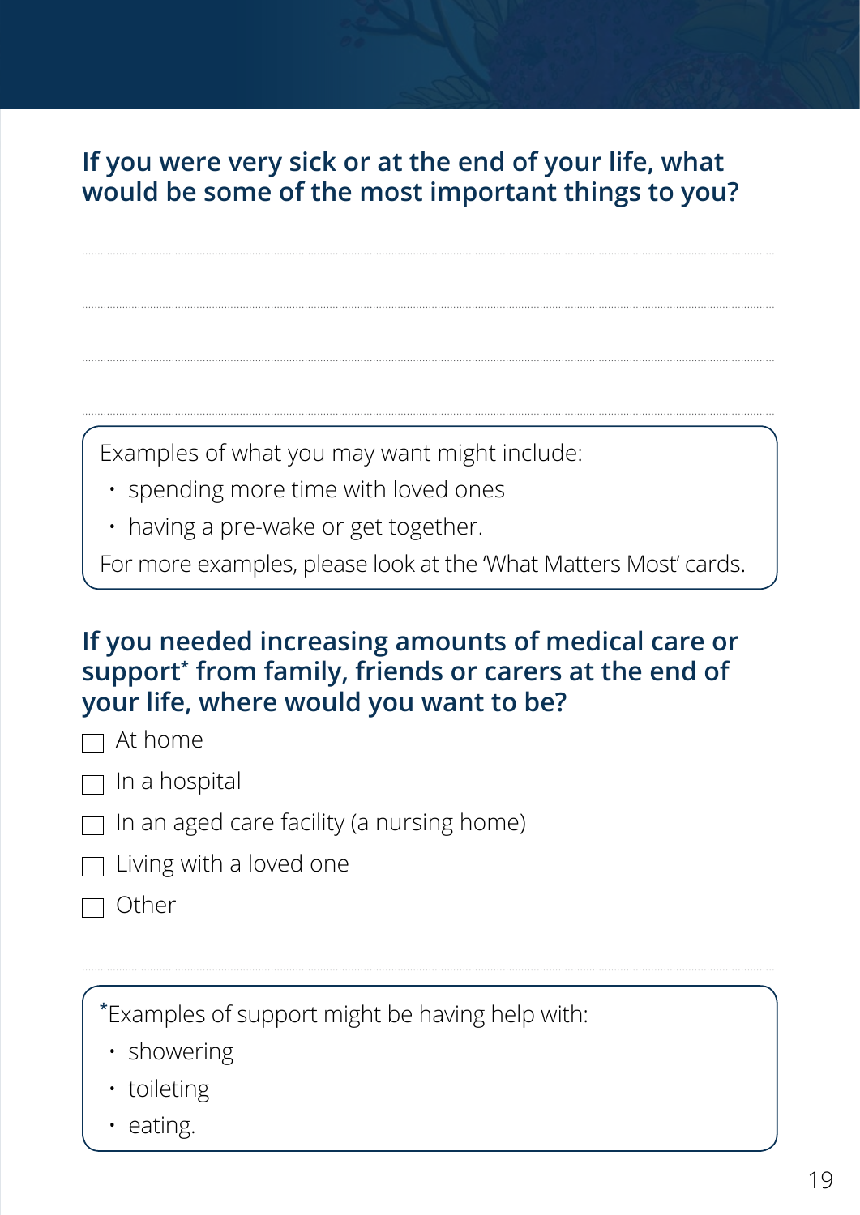## If you were very sick or at the end of your life, what would be some of the most important things to you?

........................................................................................................................................

........................................................................................................................................

........................................................................................................................................

........................................................................................................................................

Examples of what you may want might include:

- spending more time with loved ones
- having a pre-wake or get together.

For more examples, please look at the 'What Matters Most' cards.

## If you needed increasing amounts of medical care or support* from family, friends or carers at the end of your life, where would you want to be?

- ☐ At home
- ☐ In a hospital
- ☐ In an aged care facility (a nursing home)
- ☐ Living with a loved one
- ☐ Other

........................................................................................................................................

*Examples of support might be having help with:

- showering
- toileting
- eating.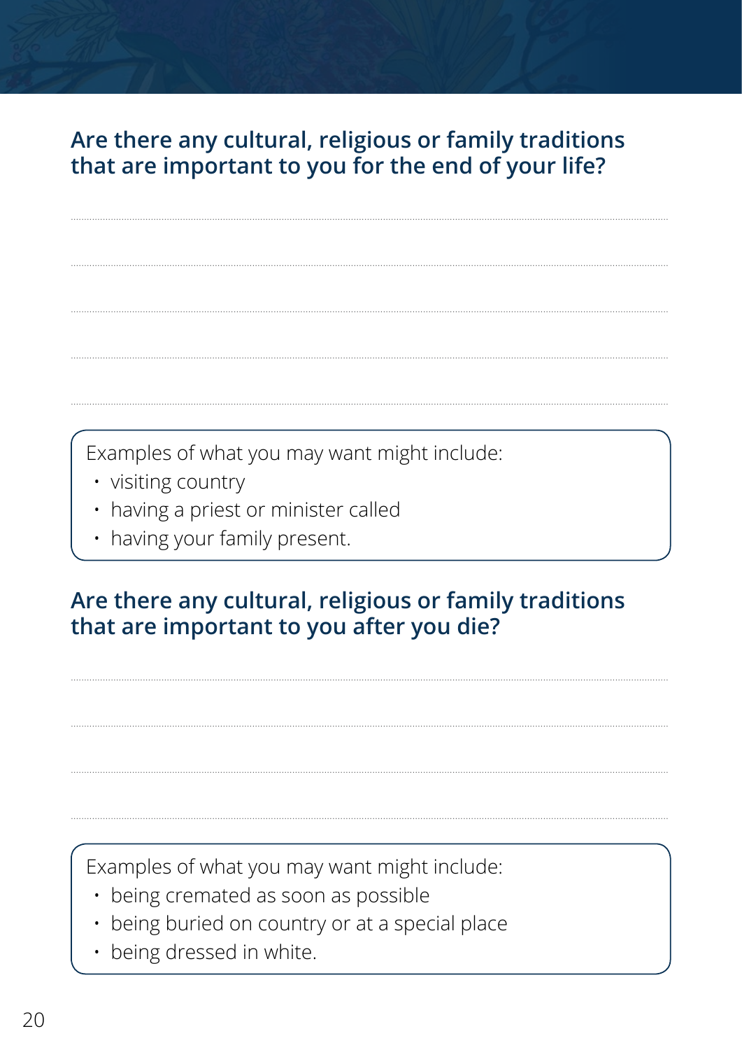## Are there any cultural, religious or family traditions that are important to you for the end of your life?

..........................................................................................................................................

..........................................................................................................................................

..........................................................................................................................................

..........................................................................................................................................

..........................................................................................................................................

Examples of what you may want might include:

- visiting country
- having a priest or minister called
- having your family present.

## Are there any cultural, religious or family traditions that are important to you after you die?

..........................................................................................................................................

..........................................................................................................................................

..........................................................................................................................................

..........................................................................................................................................

Examples of what you may want might include:

- being cremated as soon as possible
- being buried on country or at a special place
- being dressed in white.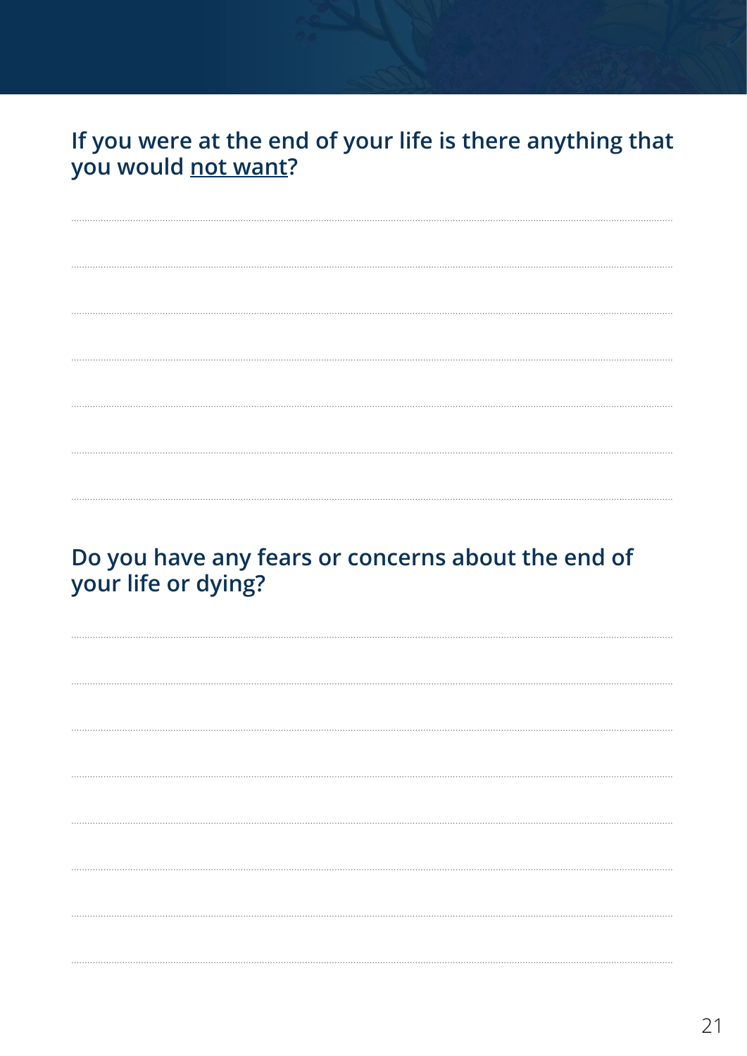## If you were at the end of your life is there anything that you would <u>not want</u>?

## Do you have any fears or concerns about the end of your life or dying?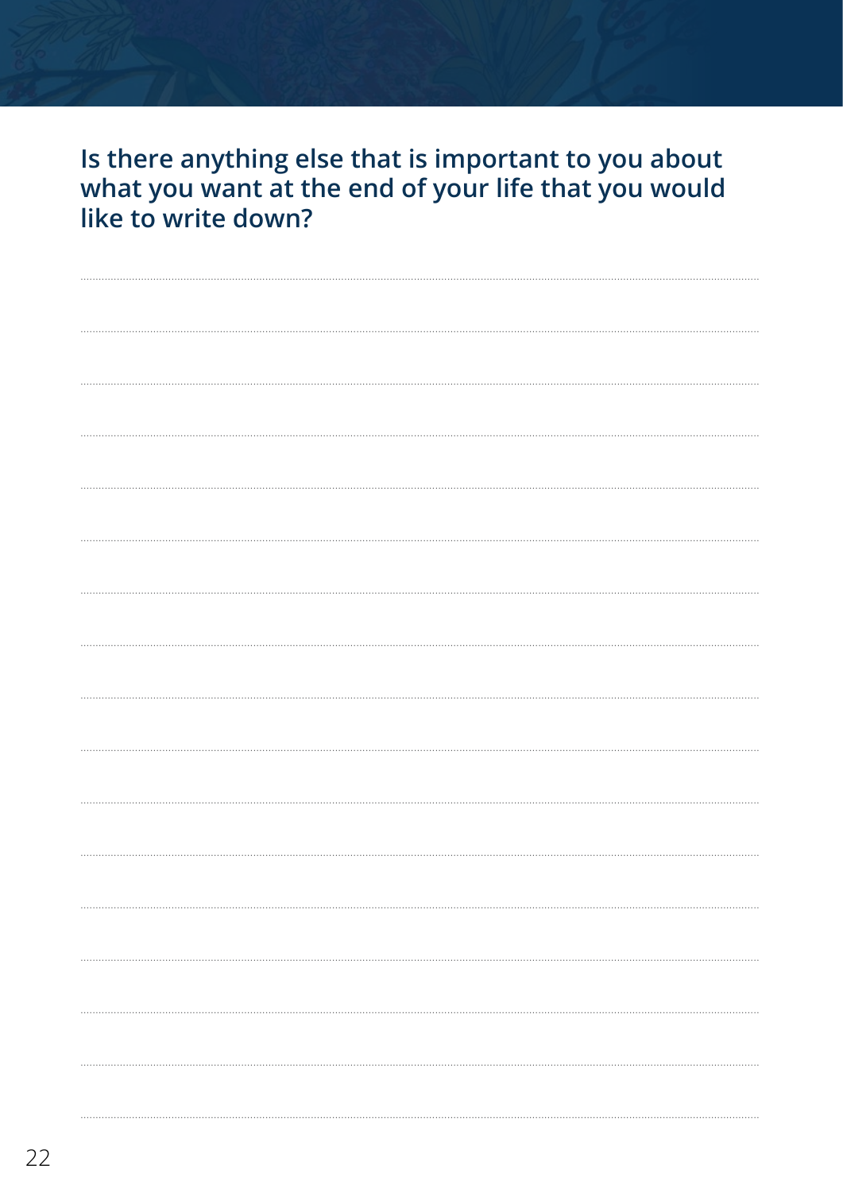## Is there anything else that is important to you about what you want at the end of your life that you would like to write down?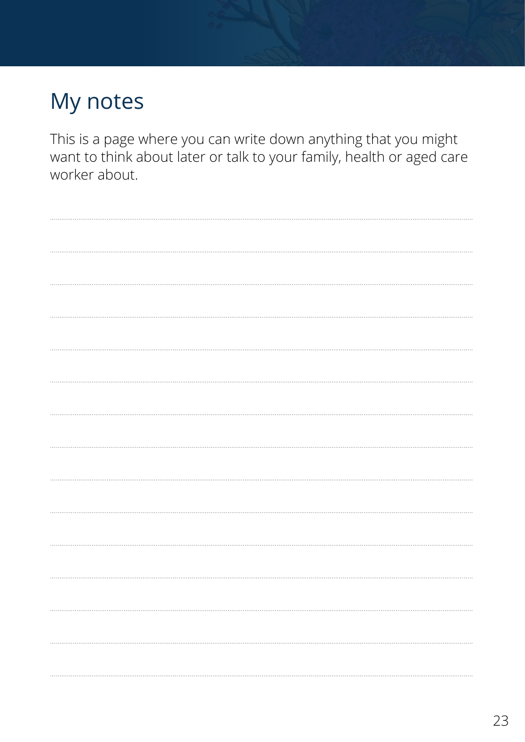# My notes

This is a page where you can write down anything that you might want to think about later or talk to your family, health or aged care worker about.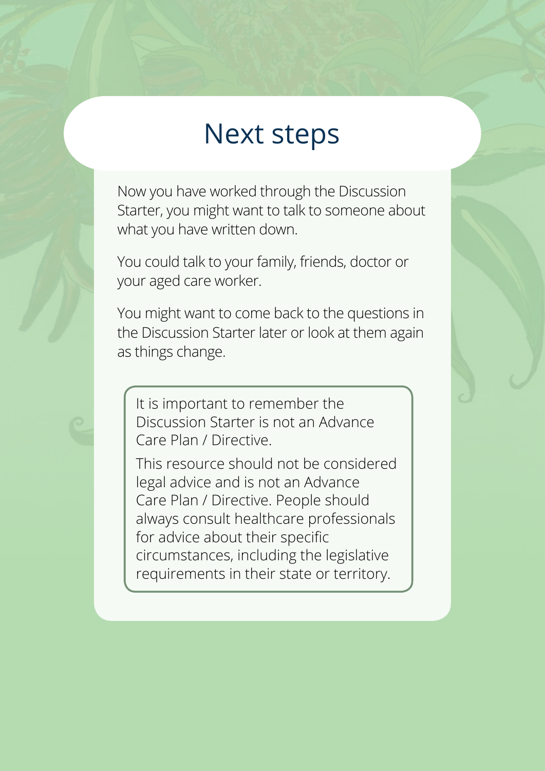# Next steps

Now you have worked through the Discussion Starter, you might want to talk to someone about what you have written down.

You could talk to your family, friends, doctor or your aged care worker.

You might want to come back to the questions in the Discussion Starter later or look at them again as things change.

> It is important to remember the Discussion Starter is not an Advance Care Plan / Directive.
>
> This resource should not be considered legal advice and is not an Advance Care Plan / Directive. People should always consult healthcare professionals for advice about their specific circumstances, including the legislative requirements in their state or territory.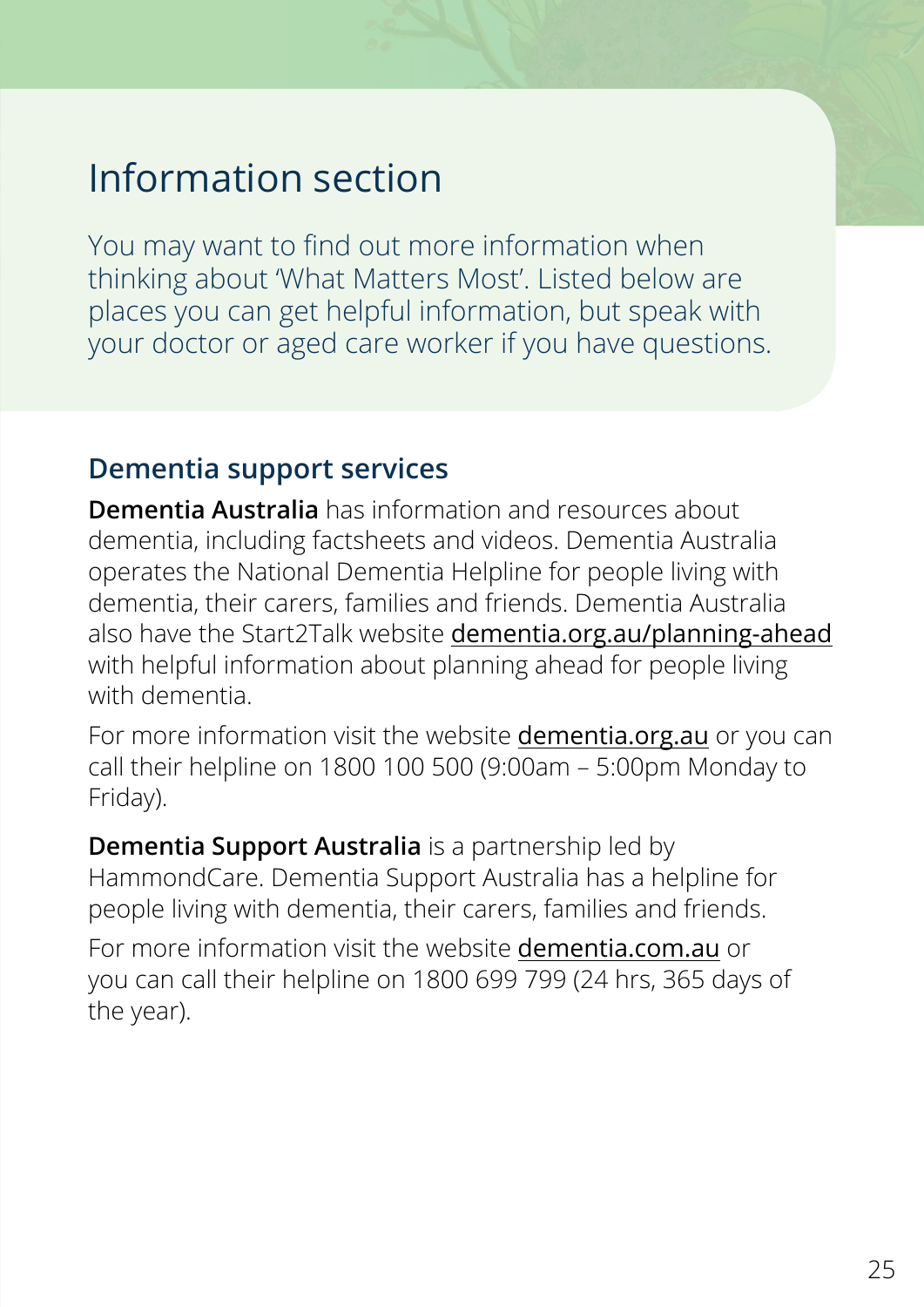# Information section

You may want to find out more information when thinking about 'What Matters Most'. Listed below are places you can get helpful information, but speak with your doctor or aged care worker if you have questions.

## Dementia support services

**Dementia Australia** has information and resources about dementia, including factsheets and videos. Dementia Australia operates the National Dementia Helpline for people living with dementia, their carers, families and friends. Dementia Australia also have the Start2Talk website dementia.org.au/planning-ahead with helpful information about planning ahead for people living with dementia.

For more information visit the website dementia.org.au or you can call their helpline on 1800 100 500 (9:00am – 5:00pm Monday to Friday).

**Dementia Support Australia** is a partnership led by HammondCare. Dementia Support Australia has a helpline for people living with dementia, their carers, families and friends.

For more information visit the website dementia.com.au or you can call their helpline on 1800 699 799 (24 hrs, 365 days of the year).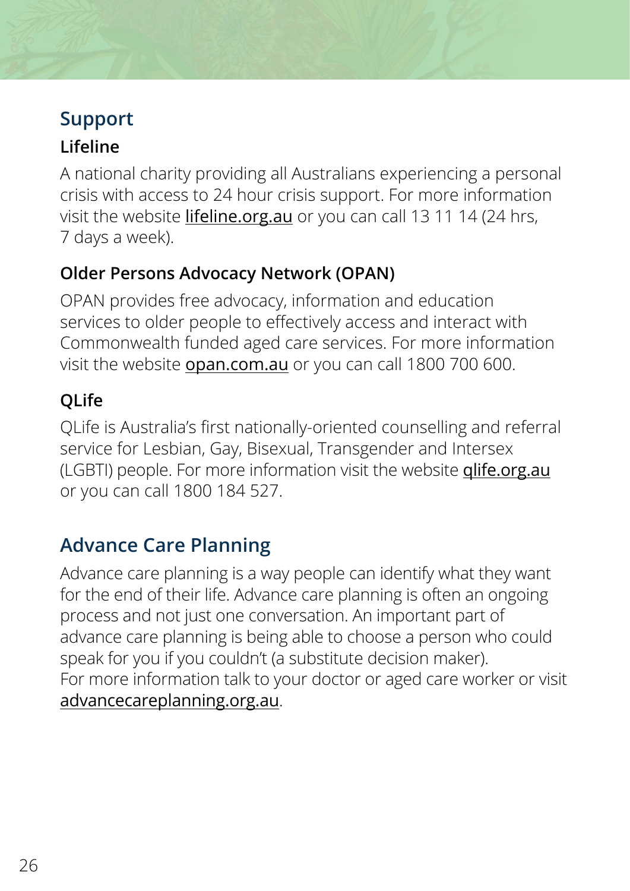## Support

### Lifeline

A national charity providing all Australians experiencing a personal crisis with access to 24 hour crisis support. For more information visit the website lifeline.org.au or you can call 13 11 14 (24 hrs, 7 days a week).

### Older Persons Advocacy Network (OPAN)

OPAN provides free advocacy, information and education services to older people to effectively access and interact with Commonwealth funded aged care services. For more information visit the website opan.com.au or you can call 1800 700 600.

### QLife

QLife is Australia's first nationally-oriented counselling and referral service for Lesbian, Gay, Bisexual, Transgender and Intersex (LGBTI) people. For more information visit the website qlife.org.au or you can call 1800 184 527.

## Advance Care Planning

Advance care planning is a way people can identify what they want for the end of their life. Advance care planning is often an ongoing process and not just one conversation. An important part of advance care planning is being able to choose a person who could speak for you if you couldn't (a substitute decision maker). For more information talk to your doctor or aged care worker or visit advancecareplanning.org.au.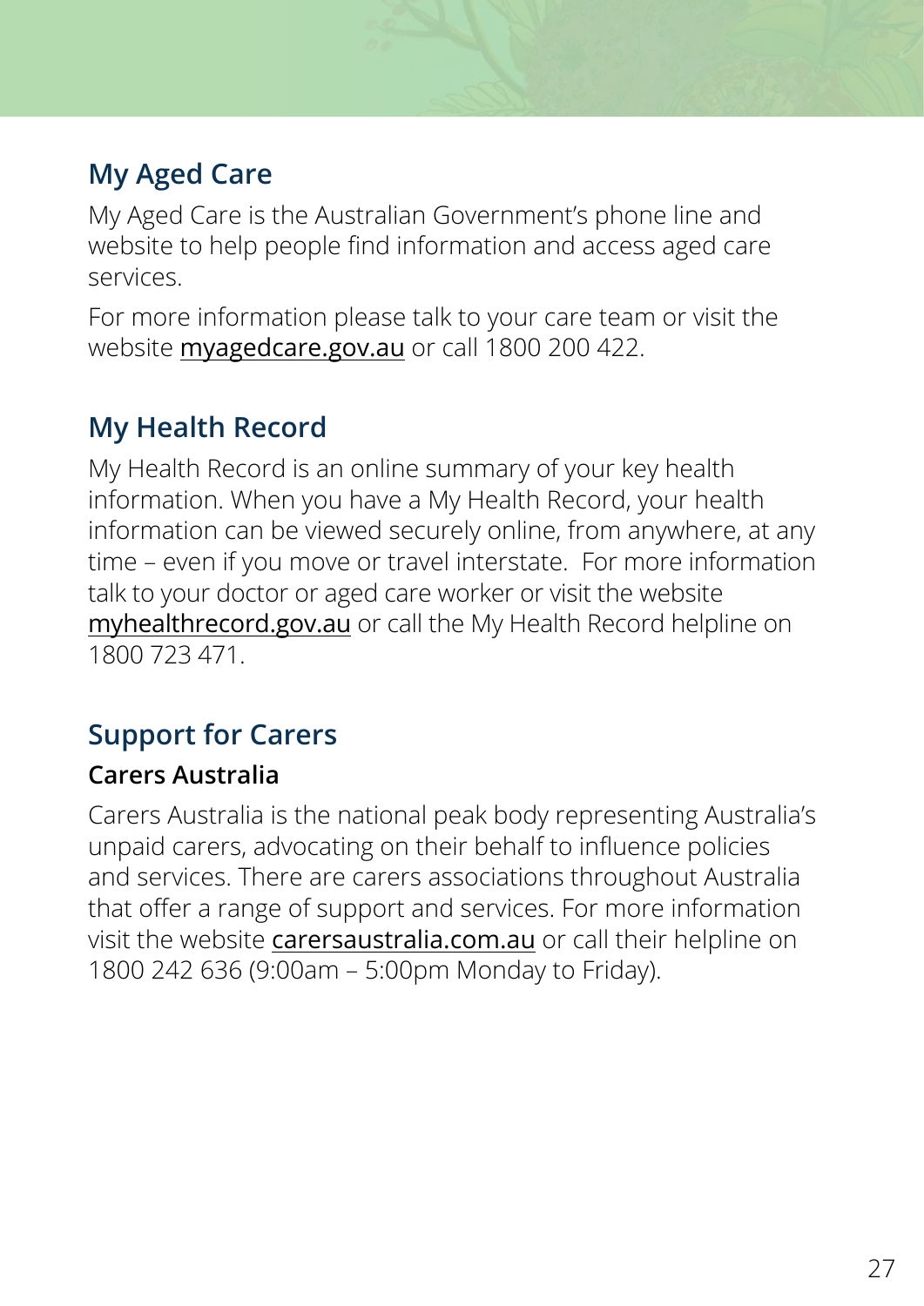## My Aged Care

My Aged Care is the Australian Government's phone line and website to help people find information and access aged care services.

For more information please talk to your care team or visit the website myagedcare.gov.au or call 1800 200 422.

## My Health Record

My Health Record is an online summary of your key health information. When you have a My Health Record, your health information can be viewed securely online, from anywhere, at any time – even if you move or travel interstate. For more information talk to your doctor or aged care worker or visit the website myhealthrecord.gov.au or call the My Health Record helpline on 1800 723 471.

## Support for Carers

### Carers Australia

Carers Australia is the national peak body representing Australia's unpaid carers, advocating on their behalf to influence policies and services. There are carers associations throughout Australia that offer a range of support and services. For more information visit the website carersaustralia.com.au or call their helpline on 1800 242 636 (9:00am – 5:00pm Monday to Friday).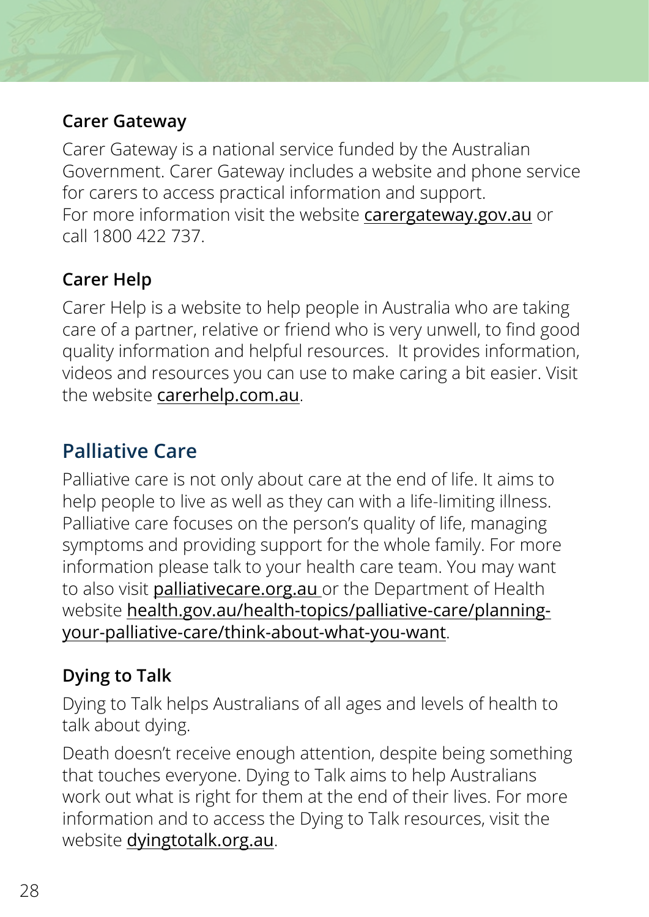### Carer Gateway

Carer Gateway is a national service funded by the Australian Government. Carer Gateway includes a website and phone service for carers to access practical information and support.
For more information visit the website carergateway.gov.au or call 1800 422 737.

### Carer Help

Carer Help is a website to help people in Australia who are taking care of a partner, relative or friend who is very unwell, to find good quality information and helpful resources. It provides information, videos and resources you can use to make caring a bit easier. Visit the website carerhelp.com.au.

## Palliative Care

Palliative care is not only about care at the end of life. It aims to help people to live as well as they can with a life-limiting illness. Palliative care focuses on the person's quality of life, managing symptoms and providing support for the whole family. For more information please talk to your health care team. You may want to also visit palliativecare.org.au or the Department of Health website health.gov.au/health-topics/palliative-care/planning-your-palliative-care/think-about-what-you-want.

### Dying to Talk

Dying to Talk helps Australians of all ages and levels of health to talk about dying.

Death doesn't receive enough attention, despite being something that touches everyone. Dying to Talk aims to help Australians work out what is right for them at the end of their lives. For more information and to access the Dying to Talk resources, visit the website dyingtotalk.org.au.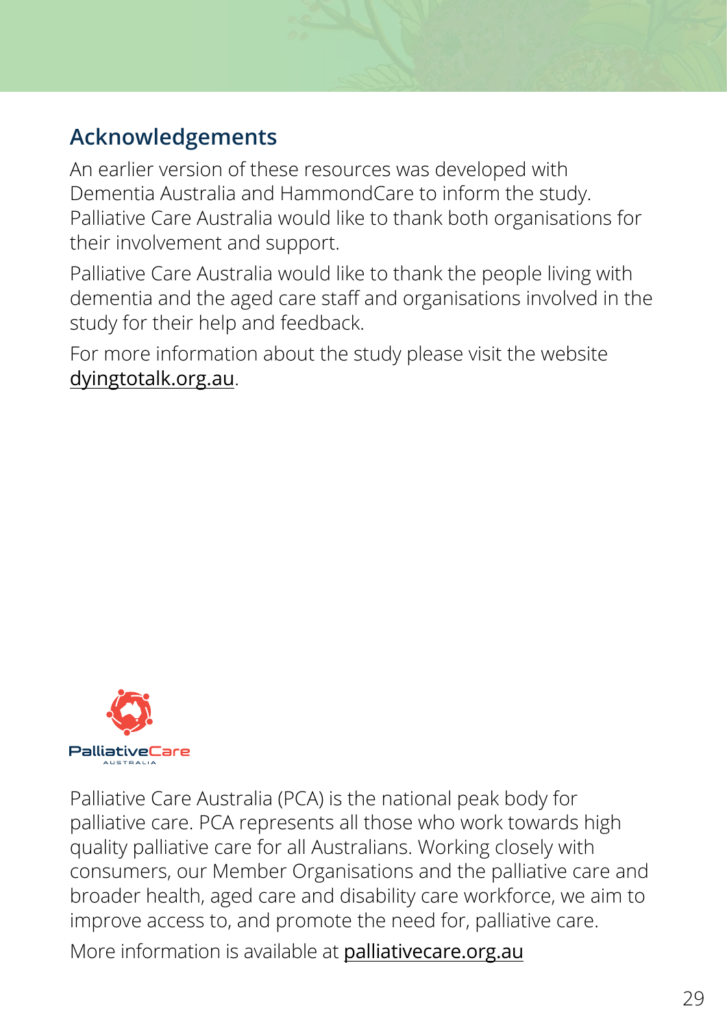## Acknowledgements

An earlier version of these resources was developed with Dementia Australia and HammondCare to inform the study. Palliative Care Australia would like to thank both organisations for their involvement and support.

Palliative Care Australia would like to thank the people living with dementia and the aged care staff and organisations involved in the study for their help and feedback.

For more information about the study please visit the website dyingtotalk.org.au.

PalliativeCare AUSTRALIA

Palliative Care Australia (PCA) is the national peak body for palliative care. PCA represents all those who work towards high quality palliative care for all Australians. Working closely with consumers, our Member Organisations and the palliative care and broader health, aged care and disability care workforce, we aim to improve access to, and promote the need for, palliative care.

More information is available at **palliativecare.org.au**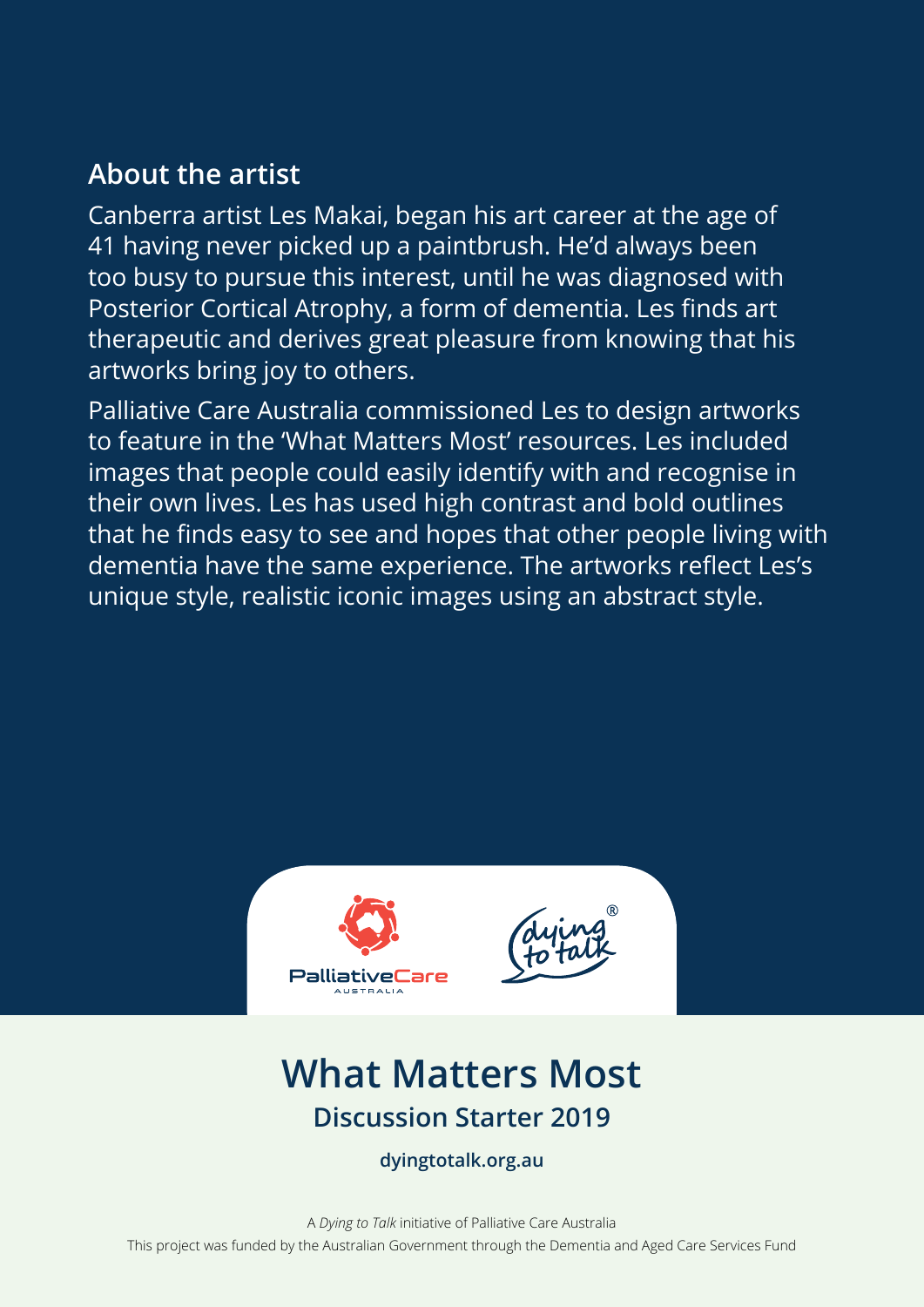## About the artist

Canberra artist Les Makai, began his art career at the age of 41 having never picked up a paintbrush. He'd always been too busy to pursue this interest, until he was diagnosed with Posterior Cortical Atrophy, a form of dementia. Les finds art therapeutic and derives great pleasure from knowing that his artworks bring joy to others.

Palliative Care Australia commissioned Les to design artworks to feature in the 'What Matters Most' resources. Les included images that people could easily identify with and recognise in their own lives. Les has used high contrast and bold outlines that he finds easy to see and hopes that other people living with dementia have the same experience. The artworks reflect Les's unique style, realistic iconic images using an abstract style.

PalliativeCare AUSTRALIA

dying to talk®

# What Matters Most

## Discussion Starter 2019

**dyingtotalk.org.au**

A *Dying to Talk* initiative of Palliative Care Australia

This project was funded by the Australian Government through the Dementia and Aged Care Services Fund